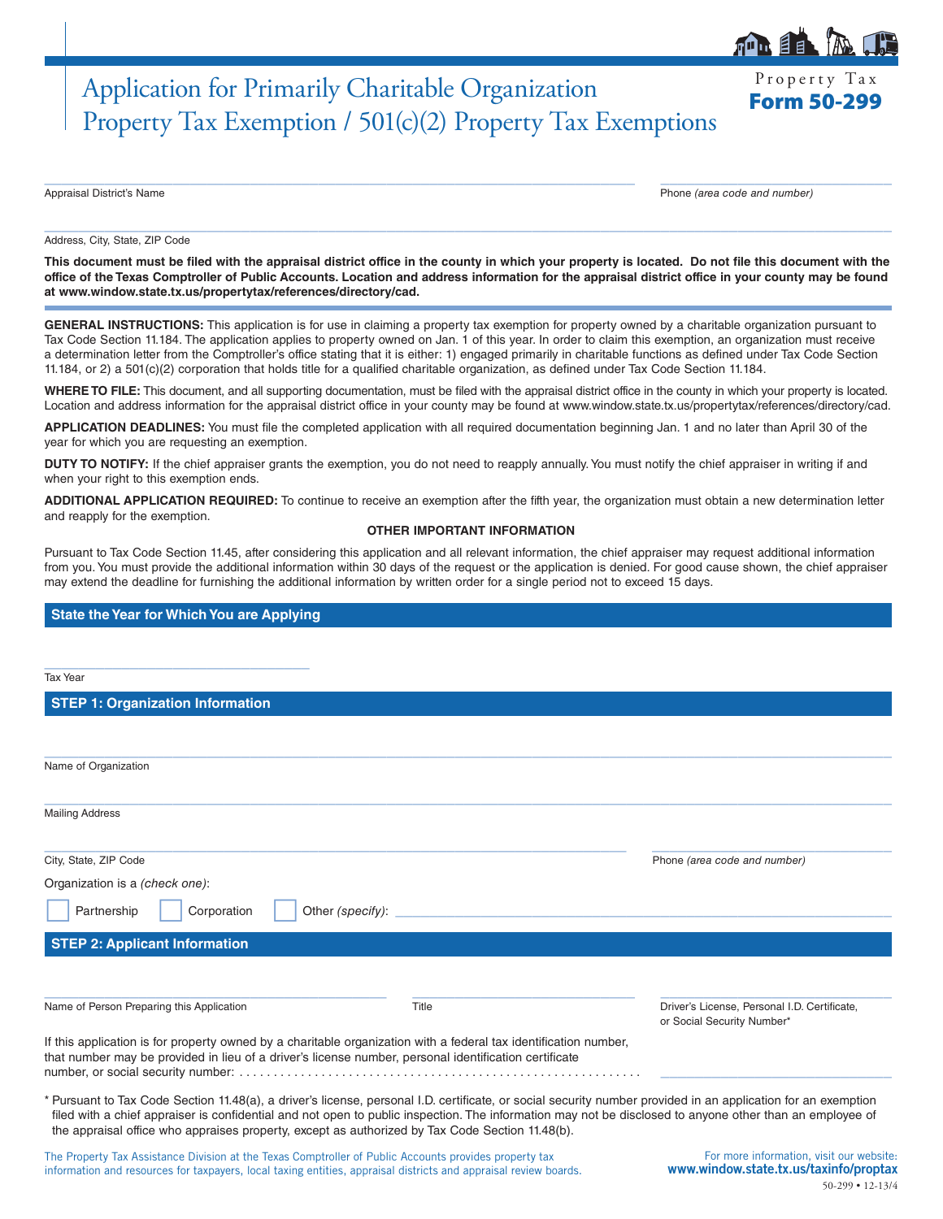# Application for Primarily Charitable Organization Property Tax Exemption / 501(c)(2) Property Tax Exemptions

Property Tax
**Form 50-299**

Appraisal District's Name _______________ Phone *(area code and number)* _______________

Address, City, State, ZIP Code _______________

**This document must be filed with the appraisal district office in the county in which your property is located. Do not file this document with the office of the Texas Comptroller of Public Accounts. Location and address information for the appraisal district office in your county may be found at www.window.state.tx.us/propertytax/references/directory/cad.**

**GENERAL INSTRUCTIONS:** This application is for use in claiming a property tax exemption for property owned by a charitable organization pursuant to Tax Code Section 11.184. The application applies to property owned on Jan. 1 of this year. In order to claim this exemption, an organization must receive a determination letter from the Comptroller's office stating that it is either: 1) engaged primarily in charitable functions as defined under Tax Code Section 11.184, or 2) a 501(c)(2) corporation that holds title for a qualified charitable organization, as defined under Tax Code Section 11.184.

**WHERE TO FILE:** This document, and all supporting documentation, must be filed with the appraisal district office in the county in which your property is located. Location and address information for the appraisal district office in your county may be found at www.window.state.tx.us/propertytax/references/directory/cad.

**APPLICATION DEADLINES:** You must file the completed application with all required documentation beginning Jan. 1 and no later than April 30 of the year for which you are requesting an exemption.

**DUTY TO NOTIFY:** If the chief appraiser grants the exemption, you do not need to reapply annually. You must notify the chief appraiser in writing if and when your right to this exemption ends.

**ADDITIONAL APPLICATION REQUIRED:** To continue to receive an exemption after the fifth year, the organization must obtain a new determination letter and reapply for the exemption.

**OTHER IMPORTANT INFORMATION**

Pursuant to Tax Code Section 11.45, after considering this application and all relevant information, the chief appraiser may request additional information from you. You must provide the additional information within 30 days of the request or the application is denied. For good cause shown, the chief appraiser may extend the deadline for furnishing the additional information by written order for a single period not to exceed 15 days.

## State the Year for Which You are Applying

Tax Year _______________

## STEP 1: Organization Information

Name of Organization _______________

Mailing Address _______________

City, State, ZIP Code _______________ Phone *(area code and number)* _______________

Organization is a *(check one)*:

☐ Partnership ☐ Corporation ☐ Other *(specify)*: _______________

## STEP 2: Applicant Information

Name of Person Preparing this Application _______________ Title _______________ Driver's License, Personal I.D. Certificate, or Social Security Number* _______________

If this application is for property owned by a charitable organization with a federal tax identification number, that number may be provided in lieu of a driver's license number, personal identification certificate number, or social security number: . . . . . . . . . . . . . . . . . . . . . . . . . . . . . . . . . . . . . . . . . . . . . . . . . . . . . . . . . . . _______________

\* Pursuant to Tax Code Section 11.48(a), a driver's license, personal I.D. certificate, or social security number provided in an application for an exemption filed with a chief appraiser is confidential and not open to public inspection. The information may not be disclosed to anyone other than an employee of the appraisal office who appraises property, except as authorized by Tax Code Section 11.48(b).

The Property Tax Assistance Division at the Texas Comptroller of Public Accounts provides property tax information and resources for taxpayers, local taxing entities, appraisal districts and appraisal review boards.

For more information, visit our website: **www.window.state.tx.us/taxinfo/proptax**

50-299 • 12-13/4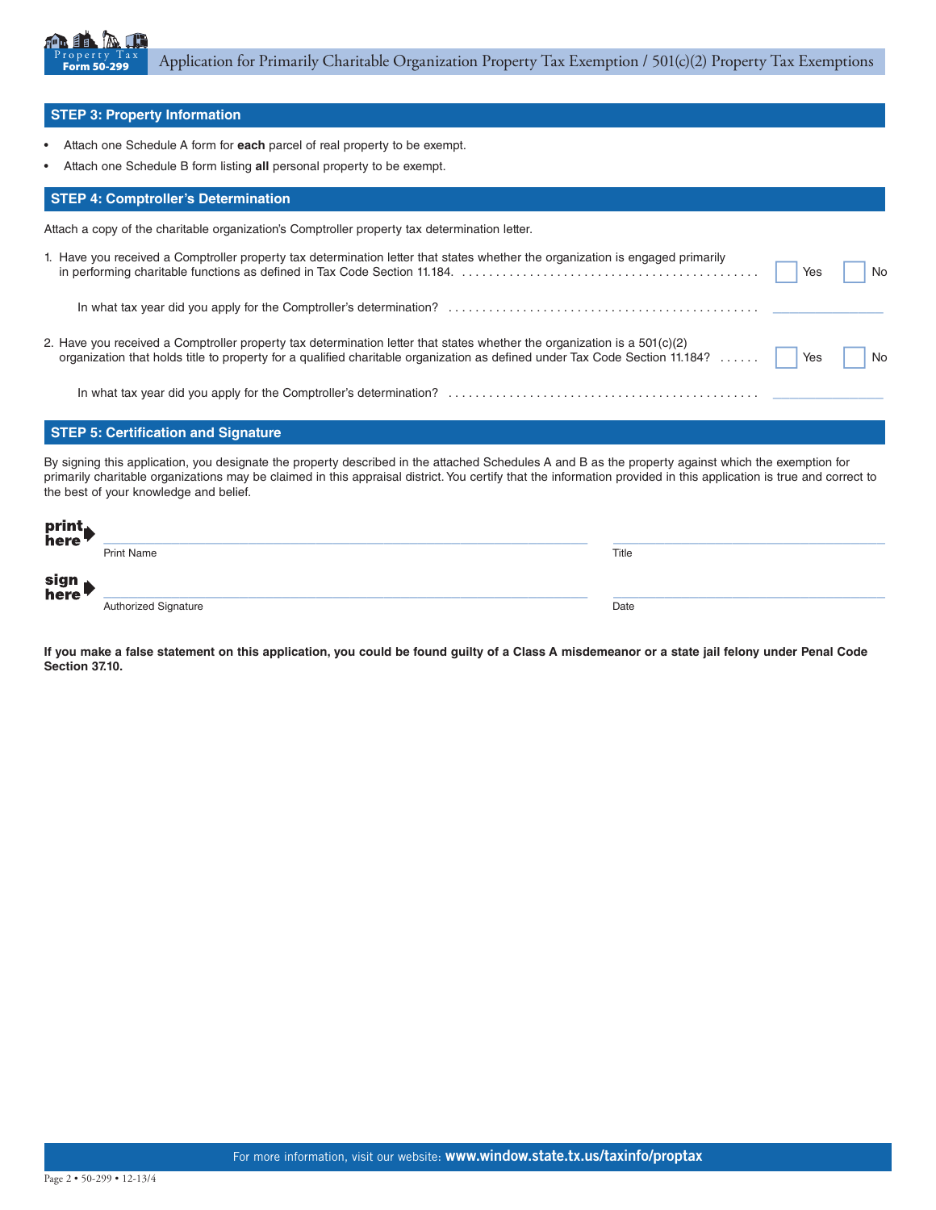## STEP 3: Property Information

- Attach one Schedule A form for **each** parcel of real property to be exempt.
- Attach one Schedule B form listing **all** personal property to be exempt.

## STEP 4: Comptroller's Determination

Attach a copy of the charitable organization's Comptroller property tax determination letter.

1. Have you received a Comptroller property tax determination letter that states whether the organization is engaged primarily in performing charitable functions as defined in Tax Code Section 11.184. . . . . . . . . . . . . . . . . . . . . . . . . . . . . . . . . . . . . . . . . . . . . ☐ Yes ☐ No

   In what tax year did you apply for the Comptroller's determination? . . . . . . . . . . . . . . . . . . . . . . . . . . . . . . . . . . . . . . . . . . . . . ______________

2. Have you received a Comptroller property tax determination letter that states whether the organization is a 501(c)(2) organization that holds title to property for a qualified charitable organization as defined under Tax Code Section 11.184? . . . . . . ☐ Yes ☐ No

   In what tax year did you apply for the Comptroller's determination? . . . . . . . . . . . . . . . . . . . . . . . . . . . . . . . . . . . . . . . . . . . . . ______________

## STEP 5: Certification and Signature

By signing this application, you designate the property described in the attached Schedules A and B as the property against which the exemption for primarily charitable organizations may be claimed in this appraisal district. You certify that the information provided in this application is true and correct to the best of your knowledge and belief.

**print here** ________________________________________ ______________________

Print Name Title

**sign here** ________________________________________ ______________________

Authorized Signature Date

**If you make a false statement on this application, you could be found guilty of a Class A misdemeanor or a state jail felony under Penal Code Section 37.10.**

For more information, visit our website: **www.window.state.tx.us/taxinfo/proptax**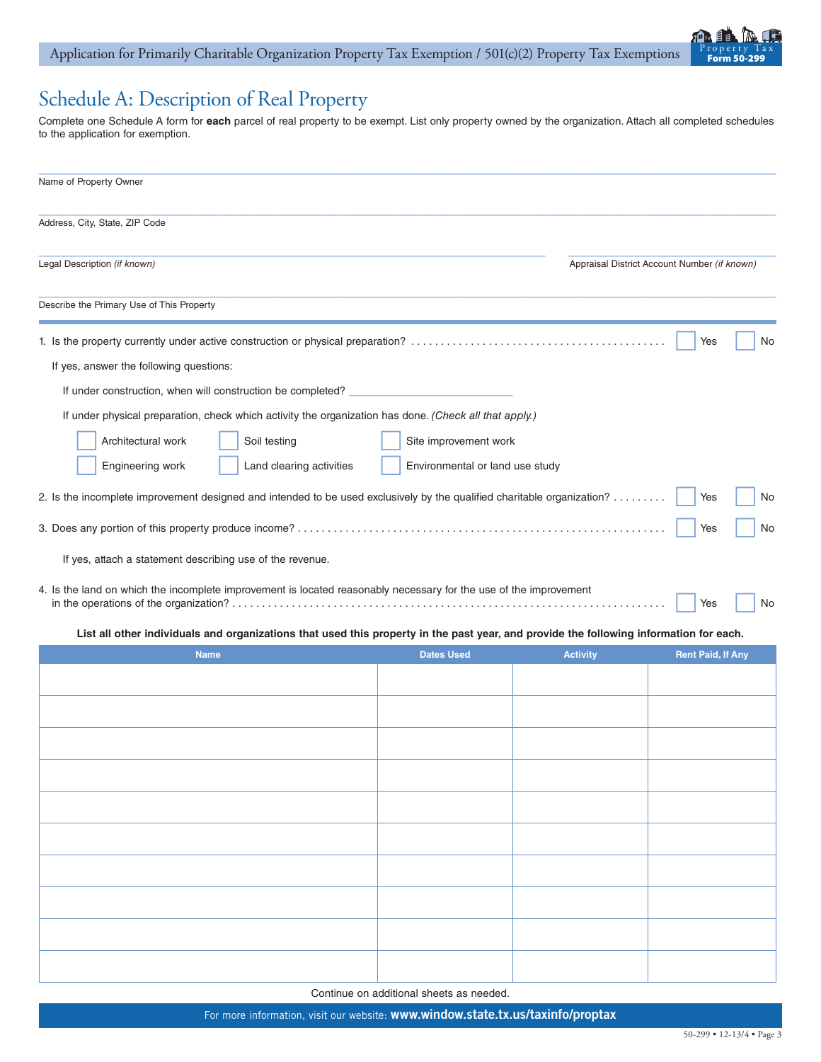# Schedule A: Description of Real Property

Complete one Schedule A form for **each** parcel of real property to be exempt. List only property owned by the organization. Attach all completed schedules to the application for exemption.

Name of Property Owner

Address, City, State, ZIP Code

Legal Description *(if known)*

Appraisal District Account Number *(if known)*

Describe the Primary Use of This Property

1. Is the property currently under active construction or physical preparation? ☐ Yes ☐ No

   If yes, answer the following questions:

   If under construction, when will construction be completed? ______________

   If under physical preparation, check which activity the organization has done. *(Check all that apply.)*

   ☐ Architectural work ☐ Soil testing ☐ Site improvement work
   ☐ Engineering work ☐ Land clearing activities ☐ Environmental or land use study

2. Is the incomplete improvement designed and intended to be used exclusively by the qualified charitable organization? ☐ Yes ☐ No

3. Does any portion of this property produce income? ☐ Yes ☐ No

   If yes, attach a statement describing use of the revenue.

4. Is the land on which the incomplete improvement is located reasonably necessary for the use of the improvement in the operations of the organization? ☐ Yes ☐ No

**List all other individuals and organizations that used this property in the past year, and provide the following information for each.**

| Name | Dates Used | Activity | Rent Paid, If Any |
|---|---|---|---|
| | | | |
| | | | |
| | | | |
| | | | |
| | | | |
| | | | |
| | | | |
| | | | |
| | | | |
| | | | |

Continue on additional sheets as needed.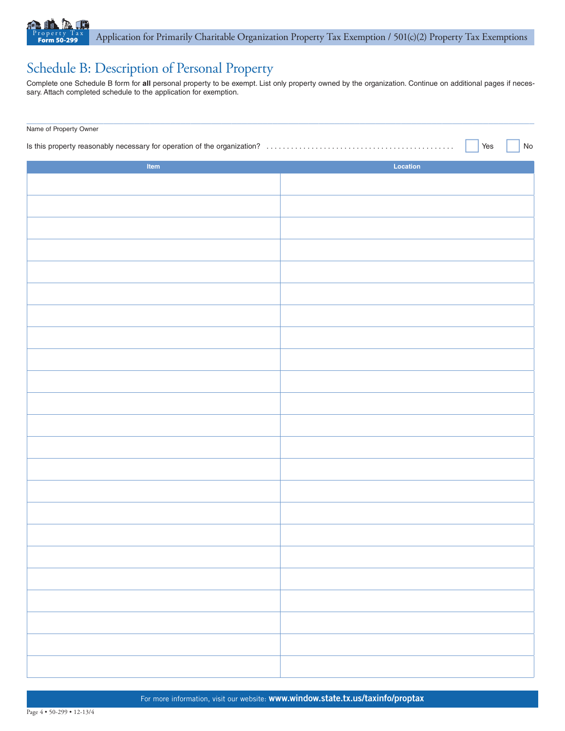# Schedule B: Description of Personal Property

Complete one Schedule B form for **all** personal property to be exempt. List only property owned by the organization. Continue on additional pages if necessary. Attach completed schedule to the application for exemption.

Name of Property Owner

Is this property reasonably necessary for operation of the organization? . . . . . . . . . . . . . . . . . . . . . . . . . . . . . . . . . . . . . . . . . . . . . . ☐ Yes ☐ No

| Item | Location |
|---|---|
| | |
| | |
| | |
| | |
| | |
| | |
| | |
| | |
| | |
| | |
| | |
| | |
| | |
| | |
| | |
| | |
| | |
| | |
| | |
| | |
| | |
| | |
| | |

For more information, visit our website: **www.window.state.tx.us/taxinfo/proptax**